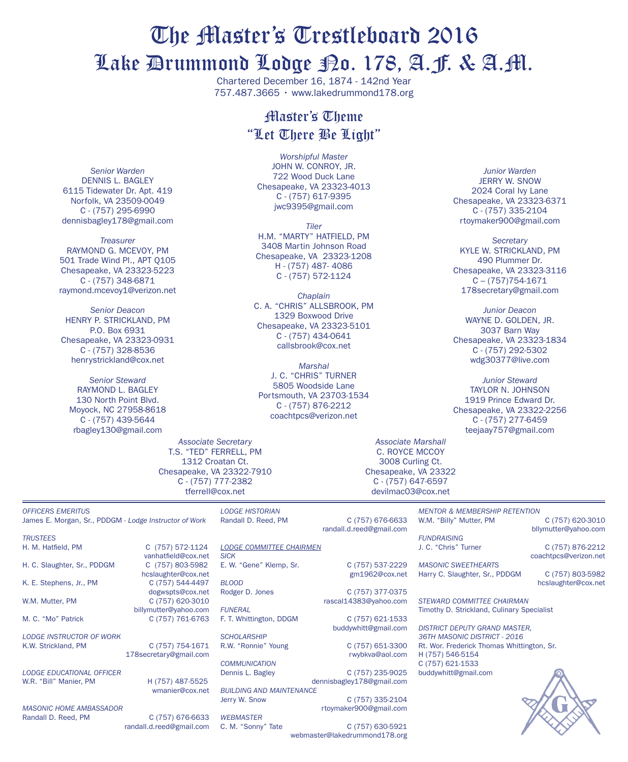# The Master's Trestleboard 2016

# Lake Drummond Lodge No. 178, A.F. & A.M.

Chartered December 16, 1874 - 142nd Year
757.487.3665 • www.lakedrummond178.org

## Master's Theme
## "Let There Be Light"

*Worshipful Master*
JOHN W. CONROY, JR.
722 Wood Duck Lane
Chesapeake, VA 23323-4013
C - (757) 617-9395
jwc9395@gmail.com

*Senior Warden*
DENNIS L. BAGLEY
6115 Tidewater Dr. Apt. 419
Norfolk, VA 23509-0049
C - (757) 295-6990
dennisbagley178@gmail.com

*Junior Warden*
JERRY W. SNOW
2024 Coral Ivy Lane
Chesapeake, VA 23323-6371
C - (757) 335-2104
rtoymaker900@gmail.com

*Treasurer*
RAYMOND G. MCEVOY, PM
501 Trade Wind Pl., APT Q105
Chesapeake, VA 23323-5223
C - (757) 348-6871
raymond.mcevoy1@verizon.net

*Tiler*
H.M. "MARTY" HATFIELD, PM
3408 Martin Johnson Road
Chesapeake, VA 23323-1208
H - (757) 487- 4086
C - (757) 572-1124

*Secretary*
KYLE W. STRICKLAND, PM
490 Plummer Dr.
Chesapeake, VA 23323-3116
C – (757)754-1671
178secretary@gmail.com

*Senior Deacon*
HENRY P. STRICKLAND, PM
P.O. Box 6931
Chesapeake, VA 23323-0931
C - (757) 328-8536
henrystrickland@cox.net

*Chaplain*
C. A. "CHRIS" ALLSBROOK, PM
1329 Boxwood Drive
Chesapeake, VA 23323-5101
C - (757) 434-0641
callsbrook@cox.net

*Junior Deacon*
WAYNE D. GOLDEN, JR.
3037 Barn Way
Chesapeake, VA 23323-1834
C - (757) 292-5302
wdg30377@live.com

*Senior Steward*
RAYMOND L. BAGLEY
130 North Point Blvd.
Moyock, NC 27958-8618
C - (757) 439-5644
rbagley130@gmail.com

*Marshal*
J. C. "CHRIS" TURNER
5805 Woodside Lane
Portsmouth, VA 23703-1534
C - (757) 876-2212
coachtpcs@verizon.net

*Junior Steward*
TAYLOR N. JOHNSON
1919 Prince Edward Dr.
Chesapeake, VA 23322-2256
C - (757) 277-6459
teejaay757@gmail.com

*Associate Secretary*
T.S. "TED" FERRELL, PM
1312 Croatan Ct.
Chesapeake, VA 23322-7910
C - (757) 777-2382
tferrell@cox.net

*Associate Marshall*
C. ROYCE MCCOY
3008 Curling Ct.
Chesapeake, VA 23322
C - (757) 647-6597
devilmac03@cox.net

---

*OFFICERS EMERITUS*
James E. Morgan, Sr., PDDGM - *Lodge Instructor of Work*

*TRUSTEES*
H. M. Hatfield, PM — C (757) 572-1124, vanhatfield@cox.net
H. C. Slaughter, Sr., PDDGM — C (757) 803-5982, hcslaughter@cox.net
K. E. Stephens, Jr., PM — C (757) 544-4497, dogwspts@cox.net
W.M. Mutter, PM — C (757) 620-3010, billymutter@yahoo.com
M. C. "Mo" Patrick — C (757) 761-6763

*LODGE INSTRUCTOR OF WORK*
K.W. Strickland, PM — C (757) 754-1671, 178secretary@gmail.com

*LODGE EDUCATIONAL OFFICER*
W.R. "Bill" Manier, PM — H (757) 487-5525, wmanier@cox.net

*MASONIC HOME AMBASSADOR*
Randall D. Reed, PM — C (757) 676-6633, randall.d.reed@gmail.com

*LODGE HISTORIAN*
Randall D. Reed, PM — C (757) 676-6633, randall.d.reed@gmail.com

*LODGE COMMITTEE CHAIRMEN*

*SICK*
E. W. "Gene" Klemp, Sr. — C (757) 537-2229, gm1962@cox.net

*BLOOD*
Rodger D. Jones — C (757) 377-0375, rascal14383@yahoo.com

*FUNERAL*
F. T. Whittington, DDGM — C (757) 621-1533, buddywhitt@gmail.com

*SCHOLARSHIP*
R.W. "Ronnie" Young — C (757) 651-3300, rwybkva@aol.com

*COMMUNICATION*
Dennis L. Bagley — C (757) 235-9025, dennisbagley178@gmail.com

*BUILDING AND MAINTENANCE*
Jerry W. Snow — C (757) 335-2104, rtoymaker900@gmail.com

*WEBMASTER*
C. M. "Sonny" Tate — C (757) 630-5921, webmaster@lakedrummond178.org

*MENTOR & MEMBERSHIP RETENTION*
W.M. "Billy" Mutter, PM — C (757) 620-3010, bllymutter@yahoo.com

*FUNDRAISING*
J. C. "Chris" Turner — C (757) 876-2212, coachtpcs@verizon.net

*MASONIC SWEETHEARTS*
Harry C. Slaughter, Sr., PDDGM — C (757) 803-5982, hcslaughter@cox.net

*STEWARD COMMITTEE CHAIRMAN*
Timothy D. Strickland, Culinary Specialist

*DISTRICT DEPUTY GRAND MASTER, 36TH MASONIC DISTRICT - 2016*
Rt. Wor. Frederick Thomas Whittington, Sr.
H (757) 546-5154
C (757) 621-1533
buddywhitt@gmail.com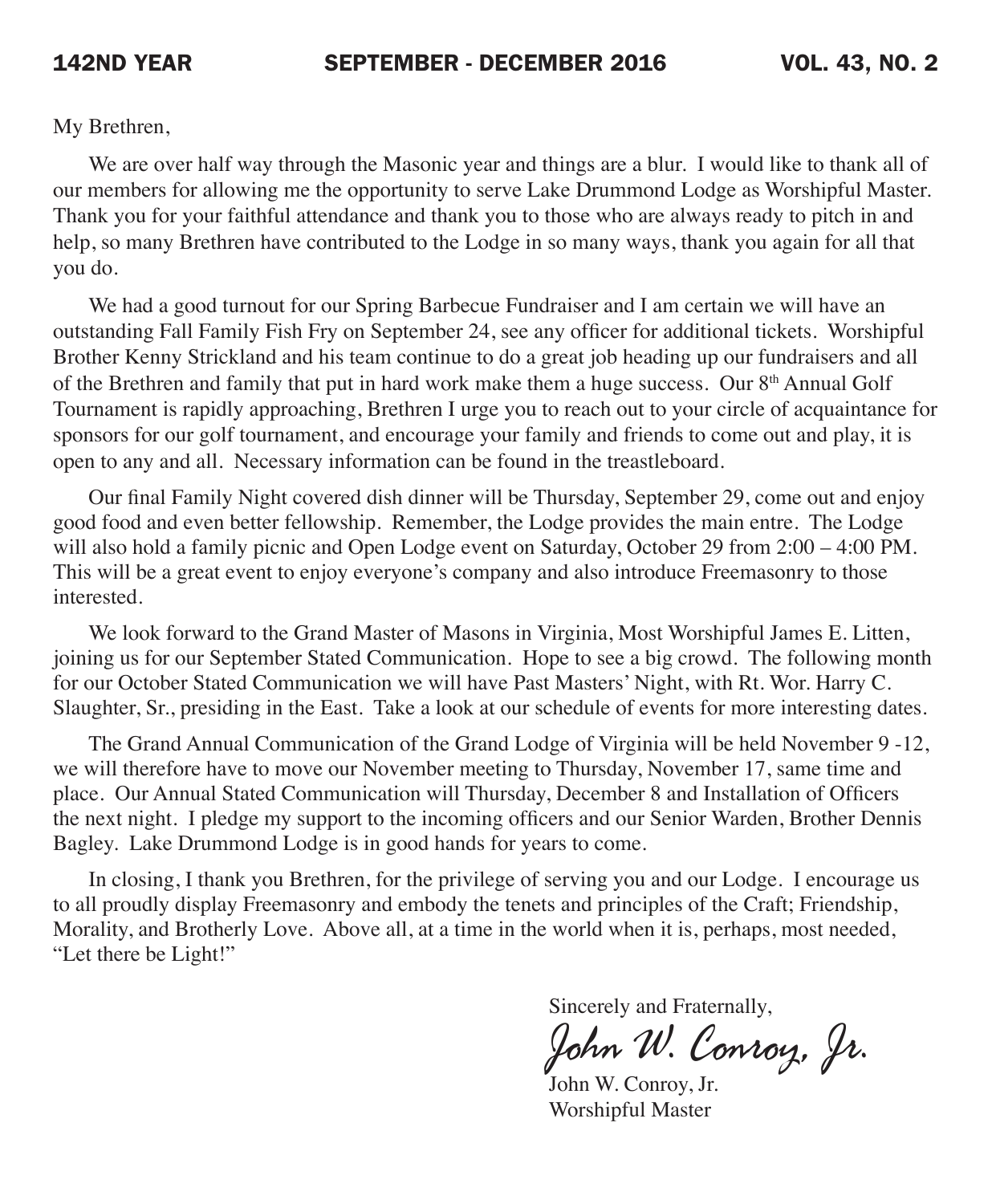My Brethren,

We are over half way through the Masonic year and things are a blur. I would like to thank all of our members for allowing me the opportunity to serve Lake Drummond Lodge as Worshipful Master. Thank you for your faithful attendance and thank you to those who are always ready to pitch in and help, so many Brethren have contributed to the Lodge in so many ways, thank you again for all that you do.

We had a good turnout for our Spring Barbecue Fundraiser and I am certain we will have an outstanding Fall Family Fish Fry on September 24, see any officer for additional tickets. Worshipful Brother Kenny Strickland and his team continue to do a great job heading up our fundraisers and all of the Brethren and family that put in hard work make them a huge success. Our 8th Annual Golf Tournament is rapidly approaching, Brethren I urge you to reach out to your circle of acquaintance for sponsors for our golf tournament, and encourage your family and friends to come out and play, it is open to any and all. Necessary information can be found in the treastleboard.

Our final Family Night covered dish dinner will be Thursday, September 29, come out and enjoy good food and even better fellowship. Remember, the Lodge provides the main entre. The Lodge will also hold a family picnic and Open Lodge event on Saturday, October 29 from 2:00 – 4:00 PM. This will be a great event to enjoy everyone's company and also introduce Freemasonry to those interested.

We look forward to the Grand Master of Masons in Virginia, Most Worshipful James E. Litten, joining us for our September Stated Communication. Hope to see a big crowd. The following month for our October Stated Communication we will have Past Masters' Night, with Rt. Wor. Harry C. Slaughter, Sr., presiding in the East. Take a look at our schedule of events for more interesting dates.

The Grand Annual Communication of the Grand Lodge of Virginia will be held November 9 -12, we will therefore have to move our November meeting to Thursday, November 17, same time and place. Our Annual Stated Communication will Thursday, December 8 and Installation of Officers the next night. I pledge my support to the incoming officers and our Senior Warden, Brother Dennis Bagley. Lake Drummond Lodge is in good hands for years to come.

In closing, I thank you Brethren, for the privilege of serving you and our Lodge. I encourage us to all proudly display Freemasonry and embody the tenets and principles of the Craft; Friendship, Morality, and Brotherly Love. Above all, at a time in the world when it is, perhaps, most needed, "Let there be Light!"

Sincerely and Fraternally,

*John W. Conroy, Jr.*

John W. Conroy, Jr.
Worshipful Master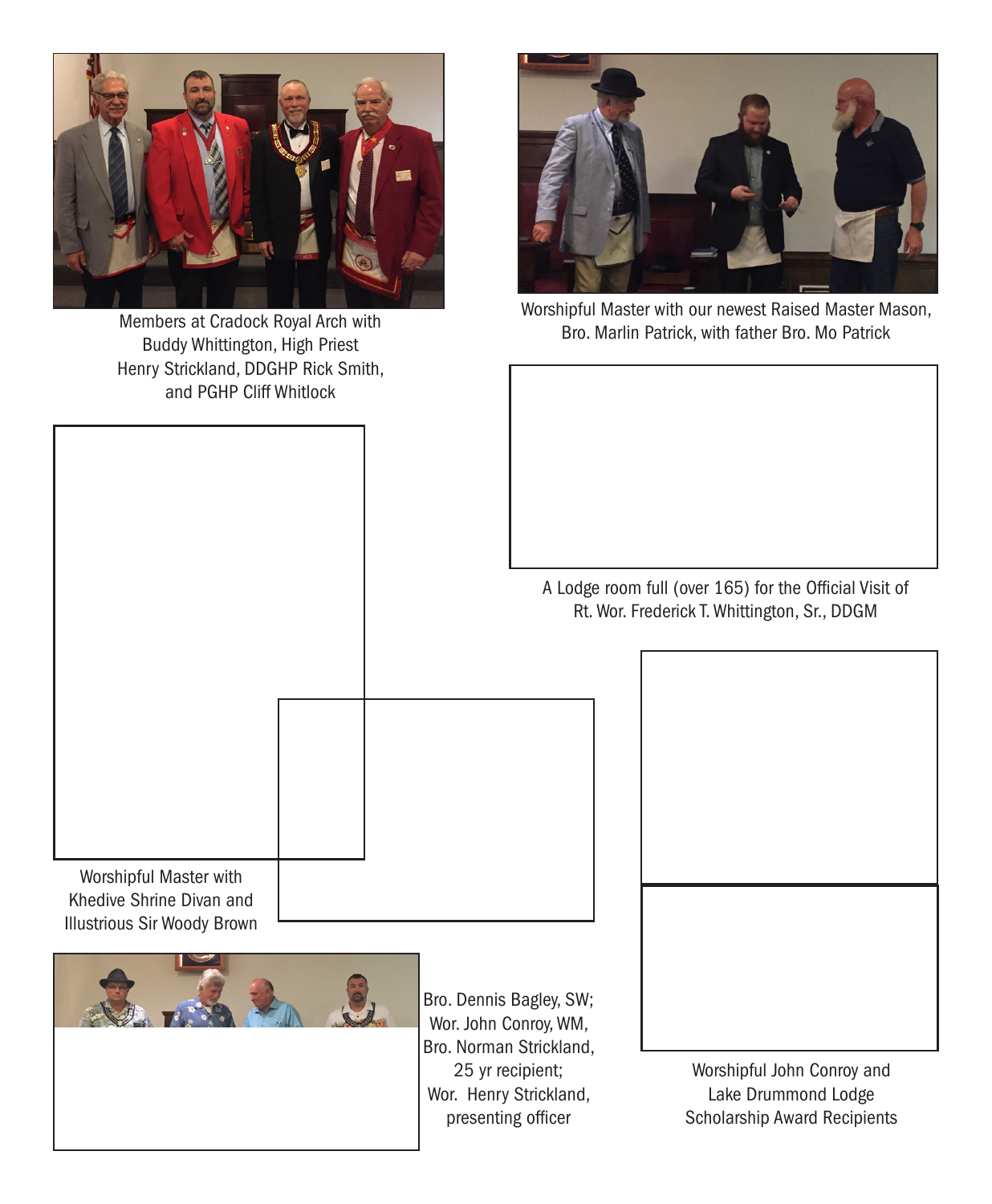Members at Cradock Royal Arch with Buddy Whittington, High Priest Henry Strickland, DDGHP Rick Smith, and PGHP Cliff Whitlock

Worshipful Master with our newest Raised Master Mason, Bro. Marlin Patrick, with father Bro. Mo Patrick

A Lodge room full (over 165) for the Official Visit of Rt. Wor. Frederick T. Whittington, Sr., DDGM

Worshipful Master with Khedive Shrine Divan and Illustrious Sir Woody Brown

Bro. Dennis Bagley, SW; Wor. John Conroy, WM, Bro. Norman Strickland, 25 yr recipient; Wor. Henry Strickland, presenting officer

Worshipful John Conroy and Lake Drummond Lodge Scholarship Award Recipients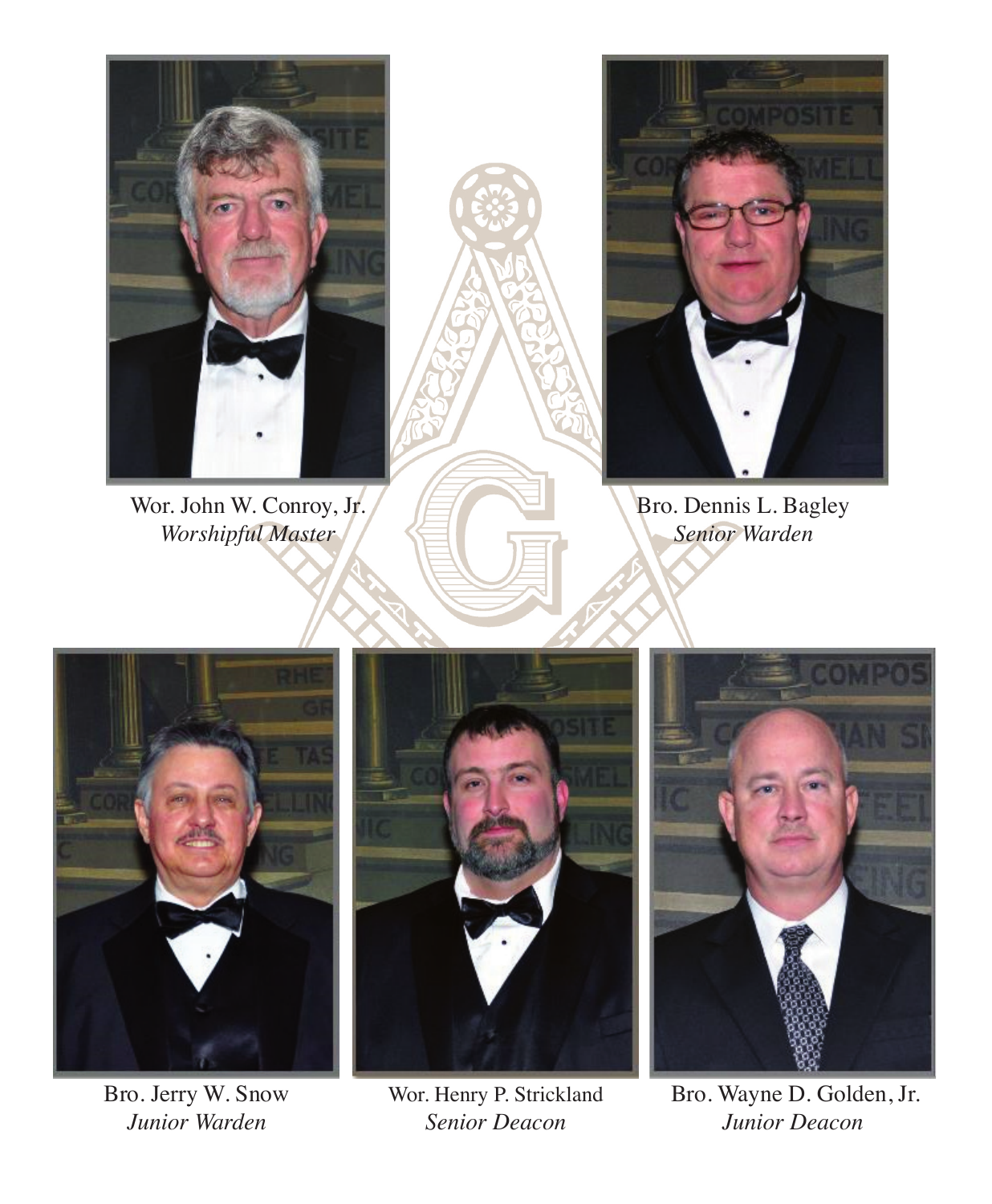Wor. John W. Conroy, Jr.
*Worshipful Master*

Bro. Dennis L. Bagley
*Senior Warden*

Bro. Jerry W. Snow
*Junior Warden*

Wor. Henry P. Strickland
*Senior Deacon*

Bro. Wayne D. Golden, Jr.
*Junior Deacon*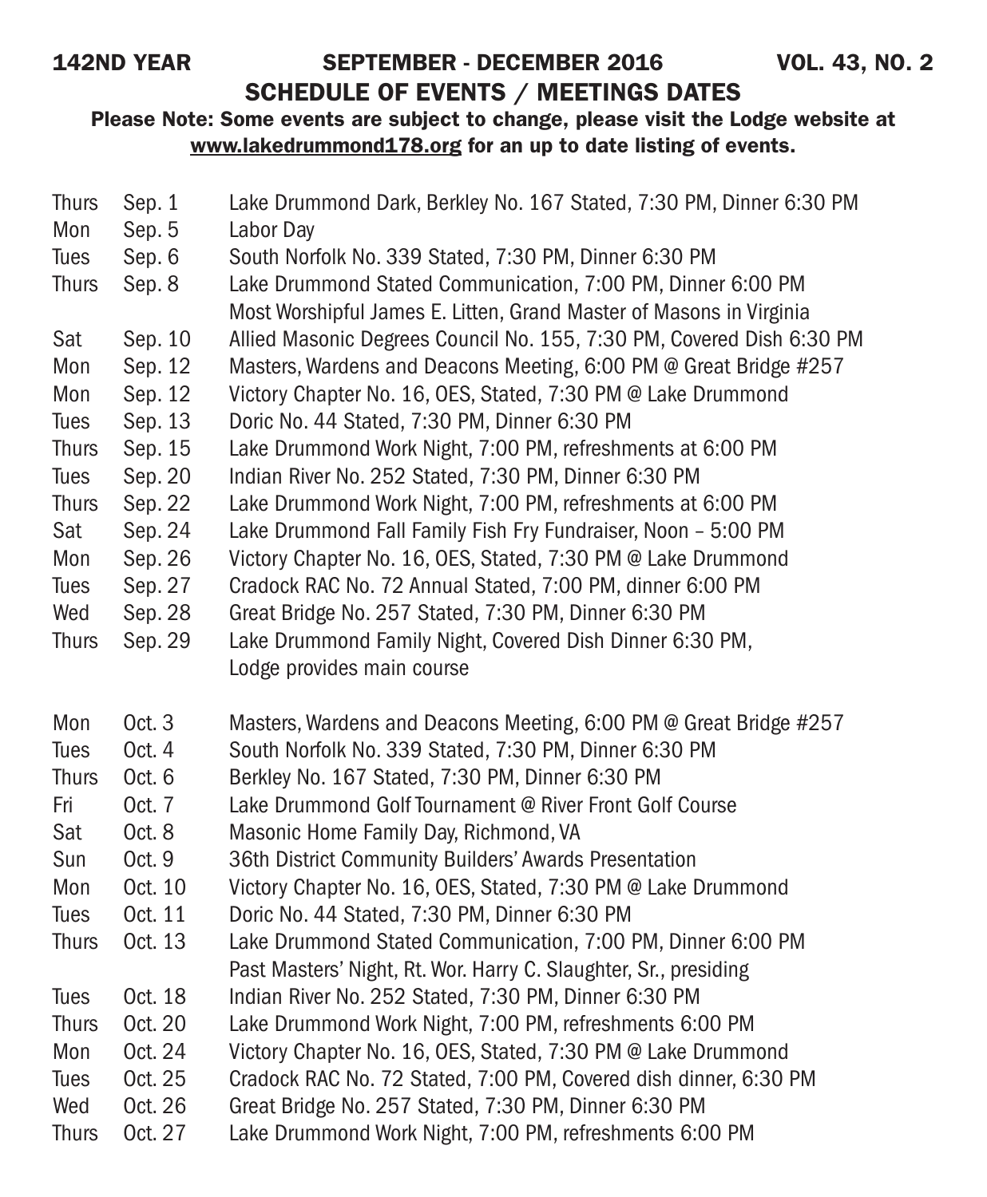142ND YEAR — SEPTEMBER - DECEMBER 2016 — VOL. 43, NO. 2

## SCHEDULE OF EVENTS / MEETINGS DATES

**Please Note: Some events are subject to change, please visit the Lodge website at www.lakedrummond178.org for an up to date listing of events.**

| | | |
|---|---|---|
| Thurs | Sep. 1 | Lake Drummond Dark, Berkley No. 167 Stated, 7:30 PM, Dinner 6:30 PM |
| Mon | Sep. 5 | Labor Day |
| Tues | Sep. 6 | South Norfolk No. 339 Stated, 7:30 PM, Dinner 6:30 PM |
| Thurs | Sep. 8 | Lake Drummond Stated Communication, 7:00 PM, Dinner 6:00 PM<br>Most Worshipful James E. Litten, Grand Master of Masons in Virginia |
| Sat | Sep. 10 | Allied Masonic Degrees Council No. 155, 7:30 PM, Covered Dish 6:30 PM |
| Mon | Sep. 12 | Masters, Wardens and Deacons Meeting, 6:00 PM @ Great Bridge #257 |
| Mon | Sep. 12 | Victory Chapter No. 16, OES, Stated, 7:30 PM @ Lake Drummond |
| Tues | Sep. 13 | Doric No. 44 Stated, 7:30 PM, Dinner 6:30 PM |
| Thurs | Sep. 15 | Lake Drummond Work Night, 7:00 PM, refreshments at 6:00 PM |
| Tues | Sep. 20 | Indian River No. 252 Stated, 7:30 PM, Dinner 6:30 PM |
| Thurs | Sep. 22 | Lake Drummond Work Night, 7:00 PM, refreshments at 6:00 PM |
| Sat | Sep. 24 | Lake Drummond Fall Family Fish Fry Fundraiser, Noon – 5:00 PM |
| Mon | Sep. 26 | Victory Chapter No. 16, OES, Stated, 7:30 PM @ Lake Drummond |
| Tues | Sep. 27 | Cradock RAC No. 72 Annual Stated, 7:00 PM, dinner 6:00 PM |
| Wed | Sep. 28 | Great Bridge No. 257 Stated, 7:30 PM, Dinner 6:30 PM |
| Thurs | Sep. 29 | Lake Drummond Family Night, Covered Dish Dinner 6:30 PM,<br>Lodge provides main course |
| Mon | Oct. 3 | Masters, Wardens and Deacons Meeting, 6:00 PM @ Great Bridge #257 |
| Tues | Oct. 4 | South Norfolk No. 339 Stated, 7:30 PM, Dinner 6:30 PM |
| Thurs | Oct. 6 | Berkley No. 167 Stated, 7:30 PM, Dinner 6:30 PM |
| Fri | Oct. 7 | Lake Drummond Golf Tournament @ River Front Golf Course |
| Sat | Oct. 8 | Masonic Home Family Day, Richmond, VA |
| Sun | Oct. 9 | 36th District Community Builders' Awards Presentation |
| Mon | Oct. 10 | Victory Chapter No. 16, OES, Stated, 7:30 PM @ Lake Drummond |
| Tues | Oct. 11 | Doric No. 44 Stated, 7:30 PM, Dinner 6:30 PM |
| Thurs | Oct. 13 | Lake Drummond Stated Communication, 7:00 PM, Dinner 6:00 PM<br>Past Masters' Night, Rt. Wor. Harry C. Slaughter, Sr., presiding |
| Tues | Oct. 18 | Indian River No. 252 Stated, 7:30 PM, Dinner 6:30 PM |
| Thurs | Oct. 20 | Lake Drummond Work Night, 7:00 PM, refreshments 6:00 PM |
| Mon | Oct. 24 | Victory Chapter No. 16, OES, Stated, 7:30 PM @ Lake Drummond |
| Tues | Oct. 25 | Cradock RAC No. 72 Stated, 7:00 PM, Covered dish dinner, 6:30 PM |
| Wed | Oct. 26 | Great Bridge No. 257 Stated, 7:30 PM, Dinner 6:30 PM |
| Thurs | Oct. 27 | Lake Drummond Work Night, 7:00 PM, refreshments 6:00 PM |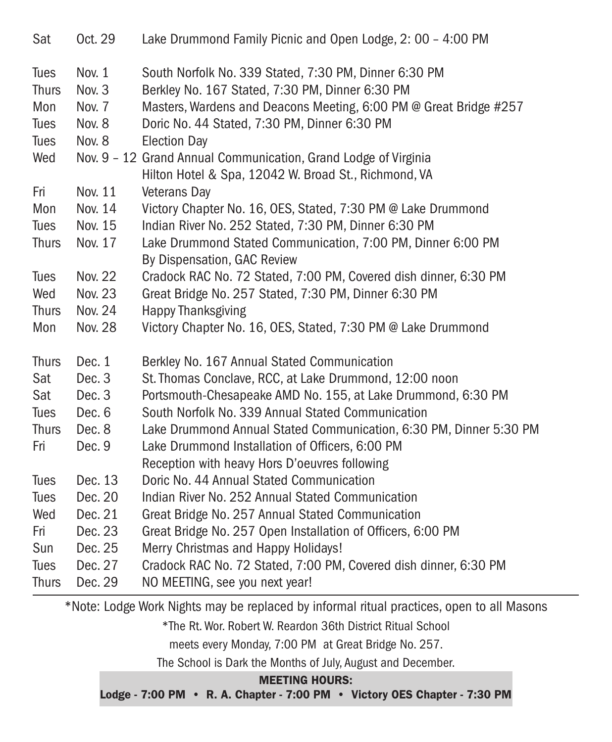| | | |
|---|---|---|
| Sat | Oct. 29 | Lake Drummond Family Picnic and Open Lodge, 2: 00 – 4:00 PM |
| | | |
| Tues | Nov. 1 | South Norfolk No. 339 Stated, 7:30 PM, Dinner 6:30 PM |
| Thurs | Nov. 3 | Berkley No. 167 Stated, 7:30 PM, Dinner 6:30 PM |
| Mon | Nov. 7 | Masters, Wardens and Deacons Meeting, 6:00 PM @ Great Bridge #257 |
| Tues | Nov. 8 | Doric No. 44 Stated, 7:30 PM, Dinner 6:30 PM |
| Tues | Nov. 8 | Election Day |
| Wed | Nov. 9 – 12 | Grand Annual Communication, Grand Lodge of Virginia Hilton Hotel & Spa, 12042 W. Broad St., Richmond, VA |
| Fri | Nov. 11 | Veterans Day |
| Mon | Nov. 14 | Victory Chapter No. 16, OES, Stated, 7:30 PM @ Lake Drummond |
| Tues | Nov. 15 | Indian River No. 252 Stated, 7:30 PM, Dinner 6:30 PM |
| Thurs | Nov. 17 | Lake Drummond Stated Communication, 7:00 PM, Dinner 6:00 PM By Dispensation, GAC Review |
| Tues | Nov. 22 | Cradock RAC No. 72 Stated, 7:00 PM, Covered dish dinner, 6:30 PM |
| Wed | Nov. 23 | Great Bridge No. 257 Stated, 7:30 PM, Dinner 6:30 PM |
| Thurs | Nov. 24 | Happy Thanksgiving |
| Mon | Nov. 28 | Victory Chapter No. 16, OES, Stated, 7:30 PM @ Lake Drummond |
| | | |
| Thurs | Dec. 1 | Berkley No. 167 Annual Stated Communication |
| Sat | Dec. 3 | St. Thomas Conclave, RCC, at Lake Drummond, 12:00 noon |
| Sat | Dec. 3 | Portsmouth-Chesapeake AMD No. 155, at Lake Drummond, 6:30 PM |
| Tues | Dec. 6 | South Norfolk No. 339 Annual Stated Communication |
| Thurs | Dec. 8 | Lake Drummond Annual Stated Communication, 6:30 PM, Dinner 5:30 PM |
| Fri | Dec. 9 | Lake Drummond Installation of Officers, 6:00 PM Reception with heavy Hors D'oeuvres following |
| Tues | Dec. 13 | Doric No. 44 Annual Stated Communication |
| Tues | Dec. 20 | Indian River No. 252 Annual Stated Communication |
| Wed | Dec. 21 | Great Bridge No. 257 Annual Stated Communication |
| Fri | Dec. 23 | Great Bridge No. 257 Open Installation of Officers, 6:00 PM |
| Sun | Dec. 25 | Merry Christmas and Happy Holidays! |
| Tues | Dec. 27 | Cradock RAC No. 72 Stated, 7:00 PM, Covered dish dinner, 6:30 PM |
| Thurs | Dec. 29 | NO MEETING, see you next year! |

*Note: Lodge Work Nights may be replaced by informal ritual practices, open to all Masons

*The Rt. Wor. Robert W. Reardon 36th District Ritual School

meets every Monday, 7:00 PM at Great Bridge No. 257.

The School is Dark the Months of July, August and December.

**MEETING HOURS:**

**Lodge - 7:00 PM • R. A. Chapter - 7:00 PM • Victory OES Chapter - 7:30 PM**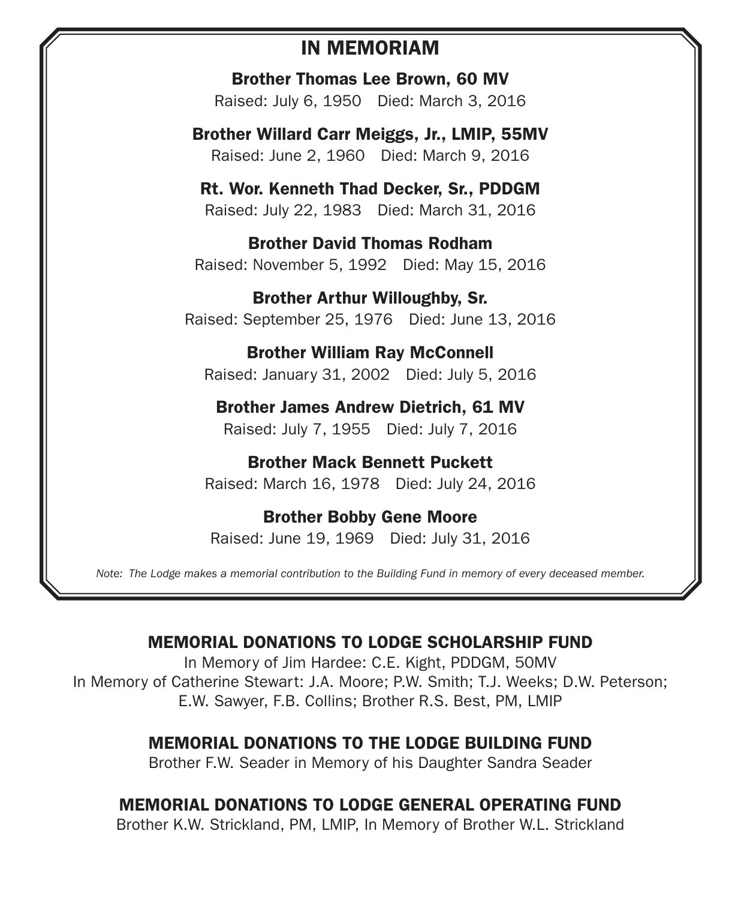## IN MEMORIAM

**Brother Thomas Lee Brown, 60 MV**
Raised: July 6, 1950    Died: March 3, 2016

**Brother Willard Carr Meiggs, Jr., LMIP, 55MV**
Raised: June 2, 1960    Died: March 9, 2016

**Rt. Wor. Kenneth Thad Decker, Sr., PDDGM**
Raised: July 22, 1983    Died: March 31, 2016

**Brother David Thomas Rodham**
Raised: November 5, 1992    Died: May 15, 2016

**Brother Arthur Willoughby, Sr.**
Raised: September 25, 1976    Died: June 13, 2016

**Brother William Ray McConnell**
Raised: January 31, 2002    Died: July 5, 2016

**Brother James Andrew Dietrich, 61 MV**
Raised: July 7, 1955    Died: July 7, 2016

**Brother Mack Bennett Puckett**
Raised: March 16, 1978    Died: July 24, 2016

**Brother Bobby Gene Moore**
Raised: June 19, 1969    Died: July 31, 2016

*Note: The Lodge makes a memorial contribution to the Building Fund in memory of every deceased member.*

### MEMORIAL DONATIONS TO LODGE SCHOLARSHIP FUND

In Memory of Jim Hardee: C.E. Kight, PDDGM, 50MV
In Memory of Catherine Stewart: J.A. Moore; P.W. Smith; T.J. Weeks; D.W. Peterson; E.W. Sawyer, F.B. Collins; Brother R.S. Best, PM, LMIP

### MEMORIAL DONATIONS TO THE LODGE BUILDING FUND

Brother F.W. Seader in Memory of his Daughter Sandra Seader

### MEMORIAL DONATIONS TO LODGE GENERAL OPERATING FUND

Brother K.W. Strickland, PM, LMIP, In Memory of Brother W.L. Strickland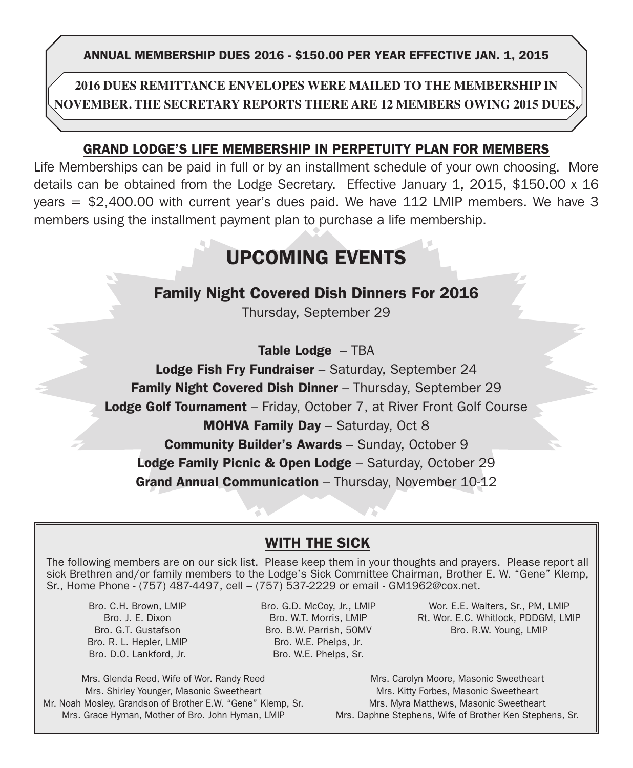**ANNUAL MEMBERSHIP DUES 2016 - $150.00 PER YEAR EFFECTIVE JAN. 1, 2015**

**2016 DUES REMITTANCE ENVELOPES WERE MAILED TO THE MEMBERSHIP IN NOVEMBER. THE SECRETARY REPORTS THERE ARE 12 MEMBERS OWING 2015 DUES.**

## GRAND LODGE'S LIFE MEMBERSHIP IN PERPETUITY PLAN FOR MEMBERS

Life Memberships can be paid in full or by an installment schedule of your own choosing. More details can be obtained from the Lodge Secretary. Effective January 1, 2015, $150.00 x 16 years = $2,400.00 with current year's dues paid. We have 112 LMIP members. We have 3 members using the installment payment plan to purchase a life membership.

# UPCOMING EVENTS

## Family Night Covered Dish Dinners For 2016

Thursday, September 29

**Table Lodge** – TBA

**Lodge Fish Fry Fundraiser** – Saturday, September 24

**Family Night Covered Dish Dinner** – Thursday, September 29

**Lodge Golf Tournament** – Friday, October 7, at River Front Golf Course

**MOHVA Family Day** – Saturday, Oct 8

**Community Builder's Awards** – Sunday, October 9

**Lodge Family Picnic & Open Lodge** – Saturday, October 29

**Grand Annual Communication** – Thursday, November 10-12

## WITH THE SICK

The following members are on our sick list. Please keep them in your thoughts and prayers. Please report all sick Brethren and/or family members to the Lodge's Sick Committee Chairman, Brother E. W. "Gene" Klemp, Sr., Home Phone - (757) 487-4497, cell – (757) 537-2229 or email - GM1962@cox.net.

Bro. C.H. Brown, LMIP
Bro. J. E. Dixon
Bro. G.T. Gustafson
Bro. R. L. Hepler, LMIP
Bro. D.O. Lankford, Jr.
Bro. G.D. McCoy, Jr., LMIP
Bro. W.T. Morris, LMIP
Bro. B.W. Parrish, 50MV
Bro. W.E. Phelps, Jr.
Bro. W.E. Phelps, Sr.
Wor. E.E. Walters, Sr., PM, LMIP
Rt. Wor. E.C. Whitlock, PDDGM, LMIP
Bro. R.W. Young, LMIP

Mrs. Glenda Reed, Wife of Wor. Randy Reed
Mrs. Shirley Younger, Masonic Sweetheart
Mr. Noah Mosley, Grandson of Brother E.W. "Gene" Klemp, Sr.
Mrs. Grace Hyman, Mother of Bro. John Hyman, LMIP
Mrs. Carolyn Moore, Masonic Sweetheart
Mrs. Kitty Forbes, Masonic Sweetheart
Mrs. Myra Matthews, Masonic Sweetheart
Mrs. Daphne Stephens, Wife of Brother Ken Stephens, Sr.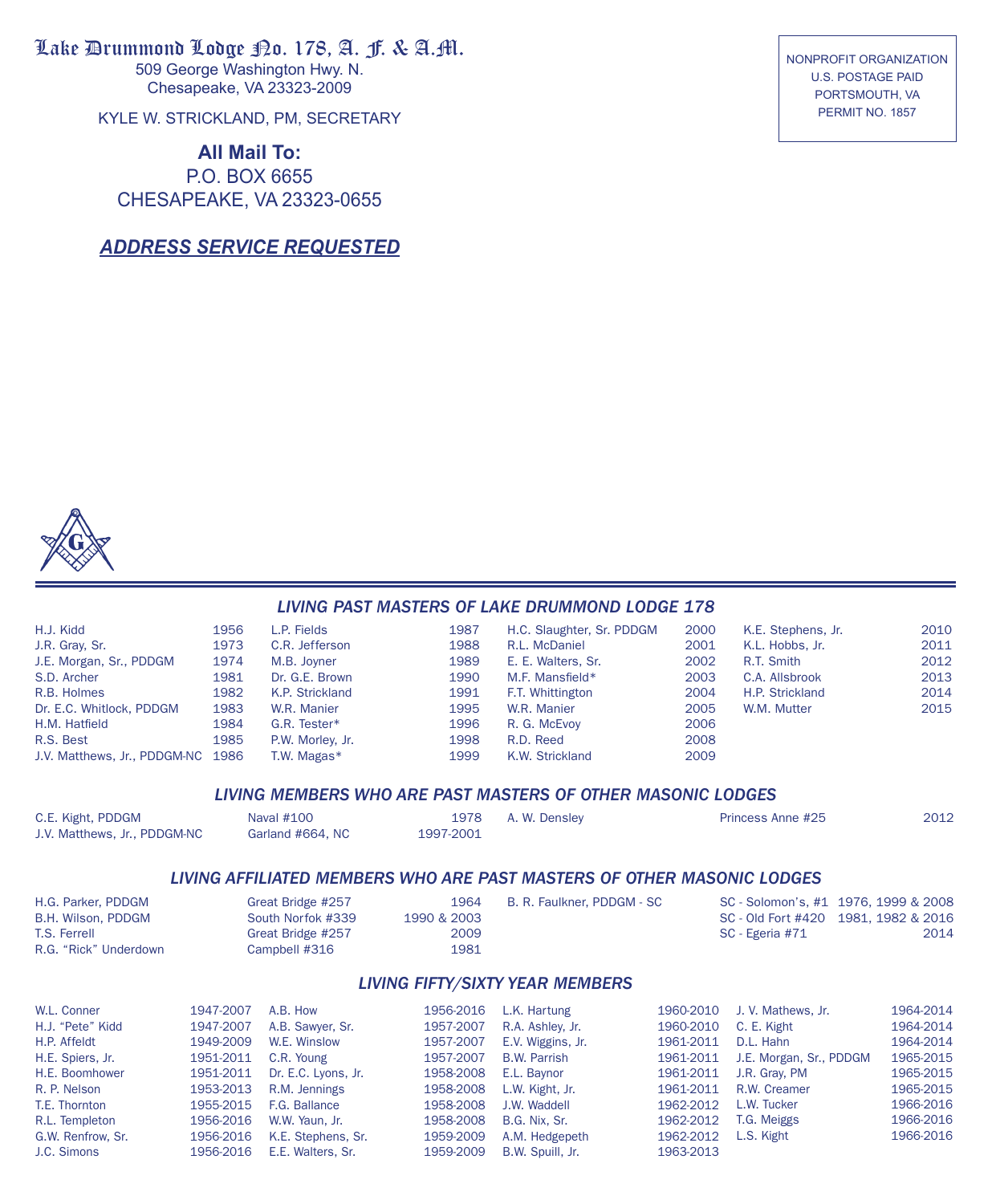**Lake Drummond Lodge No. 178, A. F. & A.M.**
509 George Washington Hwy. N.
Chesapeake, VA 23323-2009

KYLE W. STRICKLAND, PM, SECRETARY

**All Mail To:**
P.O. BOX 6655
CHESAPEAKE, VA 23323-0655

***ADDRESS SERVICE REQUESTED***

NONPROFIT ORGANIZATION
U.S. POSTAGE PAID
PORTSMOUTH, VA
PERMIT NO. 1857

## *LIVING PAST MASTERS OF LAKE DRUMMOND LODGE 178*

| | | | | | | | |
|---|---|---|---|---|---|---|---|
| H.J. Kidd | 1956 | L.P. Fields | 1987 | H.C. Slaughter, Sr. PDDGM | 2000 | K.E. Stephens, Jr. | 2010 |
| J.R. Gray, Sr. | 1973 | C.R. Jefferson | 1988 | R.L. McDaniel | 2001 | K.L. Hobbs, Jr. | 2011 |
| J.E. Morgan, Sr., PDDGM | 1974 | M.B. Joyner | 1989 | E. E. Walters, Sr. | 2002 | R.T. Smith | 2012 |
| S.D. Archer | 1981 | Dr. G.E. Brown | 1990 | M.F. Mansfield* | 2003 | C.A. Allsbrook | 2013 |
| R.B. Holmes | 1982 | K.P. Strickland | 1991 | F.T. Whittington | 2004 | H.P. Strickland | 2014 |
| Dr. E.C. Whitlock, PDDGM | 1983 | W.R. Manier | 1995 | W.R. Manier | 2005 | W.M. Mutter | 2015 |
| H.M. Hatfield | 1984 | G.R. Tester* | 1996 | R. G. McEvoy | 2006 | | |
| R.S. Best | 1985 | P.W. Morley, Jr. | 1998 | R.D. Reed | 2008 | | |
| J.V. Matthews, Jr., PDDGM-NC | 1986 | T.W. Magas* | 1999 | K.W. Strickland | 2009 | | |

## *LIVING MEMBERS WHO ARE PAST MASTERS OF OTHER MASONIC LODGES*

| | | | | | |
|---|---|---|---|---|---|
| C.E. Kight, PDDGM | Naval #100 | 1978 | A. W. Densley | Princess Anne #25 | 2012 |
| J.V. Matthews, Jr., PDDGM-NC | Garland #664, NC | 1997-2001 | | | |

## *LIVING AFFILIATED MEMBERS WHO ARE PAST MASTERS OF OTHER MASONIC LODGES*

| | | | | | |
|---|---|---|---|---|---|
| H.G. Parker, PDDGM | Great Bridge #257 | 1964 | B. R. Faulkner, PDDGM - SC | SC - Solomon's, #1 | 1976, 1999 & 2008 |
| B.H. Wilson, PDDGM | South Norfok #339 | 1990 & 2003 | | SC - Old Fort #420 | 1981, 1982 & 2016 |
| T.S. Ferrell | Great Bridge #257 | 2009 | | SC - Egeria #71 | 2014 |
| R.G. "Rick" Underdown | Campbell #316 | 1981 | | | |

## *LIVING FIFTY/SIXTY YEAR MEMBERS*

| | | | | | | | |
|---|---|---|---|---|---|---|---|
| W.L. Conner | 1947-2007 | A.B. How | 1956-2016 | L.K. Hartung | 1960-2010 | J. V. Mathews, Jr. | 1964-2014 |
| H.J. "Pete" Kidd | 1947-2007 | A.B. Sawyer, Sr. | 1957-2007 | R.A. Ashley, Jr. | 1960-2010 | C. E. Kight | 1964-2014 |
| H.P. Affeldt | 1949-2009 | W.E. Winslow | 1957-2007 | E.V. Wiggins, Jr. | 1961-2011 | D.L. Hahn | 1964-2014 |
| H.E. Spiers, Jr. | 1951-2011 | C.R. Young | 1957-2007 | B.W. Parrish | 1961-2011 | J.E. Morgan, Sr., PDDGM | 1965-2015 |
| H.E. Boomhower | 1951-2011 | Dr. E.C. Lyons, Jr. | 1958-2008 | E.L. Baynor | 1961-2011 | J.R. Gray, PM | 1965-2015 |
| R. P. Nelson | 1953-2013 | R.M. Jennings | 1958-2008 | L.W. Kight, Jr. | 1961-2011 | R.W. Creamer | 1965-2015 |
| T.E. Thornton | 1955-2015 | F.G. Ballance | 1958-2008 | J.W. Waddell | 1962-2012 | L.W. Tucker | 1966-2016 |
| R.L. Templeton | 1956-2016 | W.W. Yaun, Jr. | 1958-2008 | B.G. Nix, Sr. | 1962-2012 | T.G. Meiggs | 1966-2016 |
| G.W. Renfrow, Sr. | 1956-2016 | K.E. Stephens, Sr. | 1959-2009 | A.M. Hedgepeth | 1962-2012 | L.S. Kight | 1966-2016 |
| J.C. Simons | 1956-2016 | E.E. Walters, Sr. | 1959-2009 | B.W. Spuill, Jr. | 1963-2013 | | |